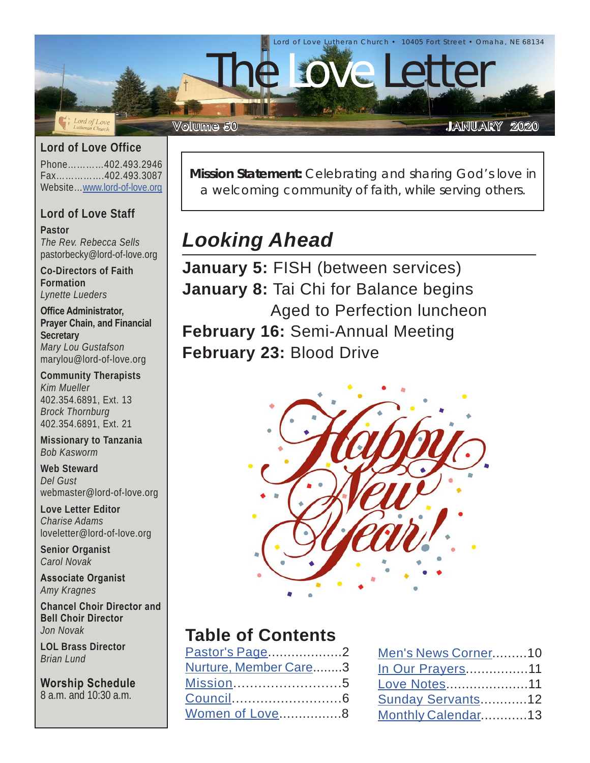Lord of Love Lutheran Church • 10405 Fort Street • Omaha, NE 68134

# The Love Letter

Volume 50 JANUARY 2020

**Mission Statement:** Celebrating and sharing God's love in a welcoming community of faith, while serving others.

## *Looking Ahead*

**January 5:** FISH (between services)
**January 8:** Tai Chi for Balance begins
Aged to Perfection luncheon
**February 16:** Semi-Annual Meeting
**February 23:** Blood Drive

Happy New Year!

## Table of Contents

| | |
|---|---|
| Pastor's Page...................2 | Men's News Corner.........10 |
| Nurture, Member Care........3 | In Our Prayers................11 |
| Mission..........................5 | Love Notes.....................11 |
| Council..........................6 | Sunday Servants............12 |
| Women of Love................8 | Monthly Calendar............13 |

### Lord of Love Office

Phone............402.493.2946
Fax................402.493.3087
Website...www.lord-of-love.org

### Lord of Love Staff

**Pastor**
*The Rev. Rebecca Sells*
pastorbecky@lord-of-love.org

**Co-Directors of Faith Formation**
*Lynette Lueders*

**Office Administrator, Prayer Chain, and Financial Secretary**
*Mary Lou Gustafson*
marylou@lord-of-love.org

**Community Therapists**
*Kim Mueller*
402.354.6891, Ext. 13
*Brock Thornburg*
402.354.6891, Ext. 21

**Missionary to Tanzania**
*Bob Kasworm*

**Web Steward**
*Del Gust*
webmaster@lord-of-love.org

**Love Letter Editor**
*Charise Adams*
loveletter@lord-of-love.org

**Senior Organist**
*Carol Novak*

**Associate Organist**
*Amy Kragnes*

**Chancel Choir Director and Bell Choir Director**
*Jon Novak*

**LOL Brass Director**
*Brian Lund*

### Worship Schedule

8 a.m. and 10:30 a.m.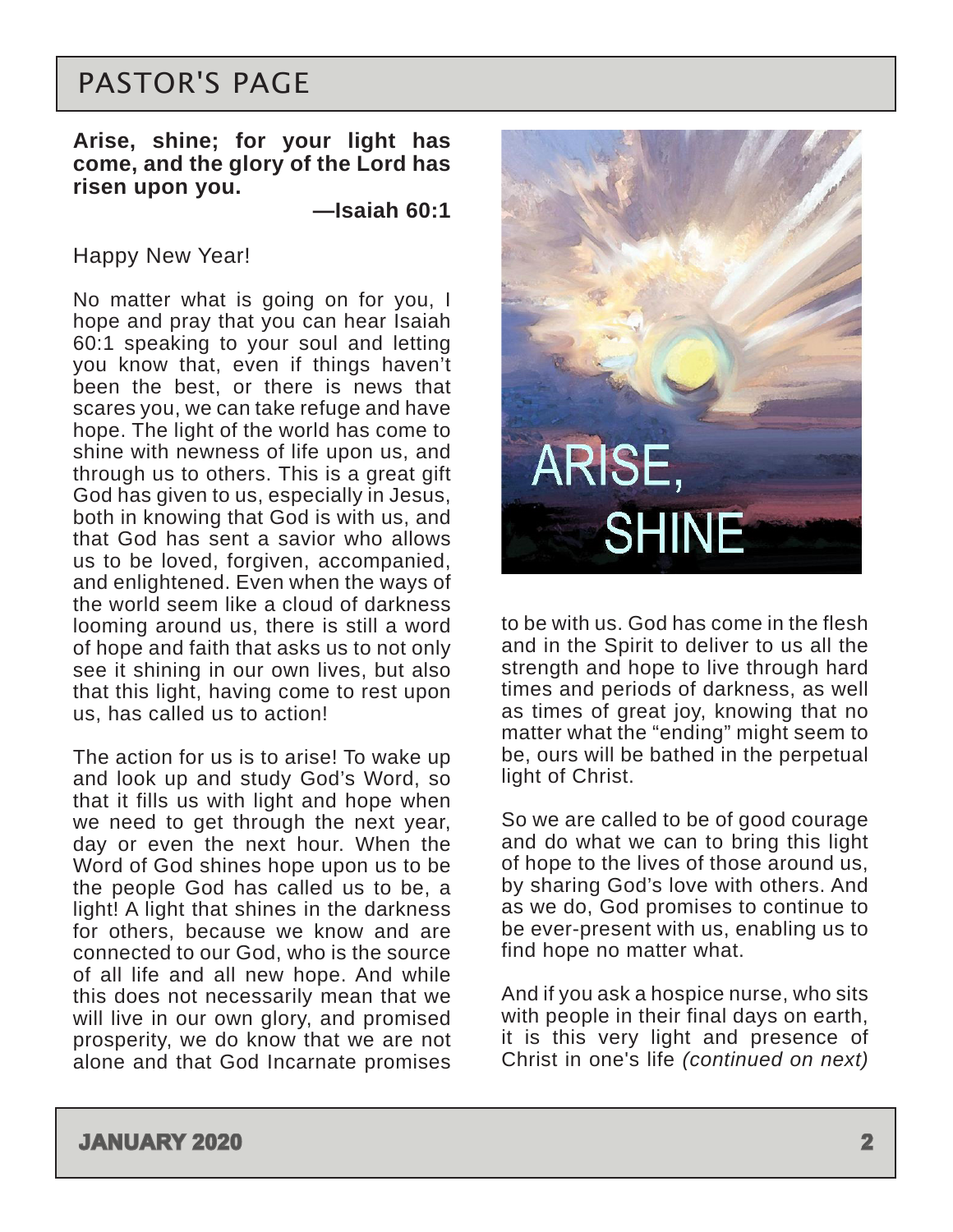# PASTOR'S PAGE

**Arise, shine; for your light has come, and the glory of the Lord has risen upon you.**

**—Isaiah 60:1**

Happy New Year!

No matter what is going on for you, I hope and pray that you can hear Isaiah 60:1 speaking to your soul and letting you know that, even if things haven't been the best, or there is news that scares you, we can take refuge and have hope. The light of the world has come to shine with newness of life upon us, and through us to others. This is a great gift God has given to us, especially in Jesus, both in knowing that God is with us, and that God has sent a savior who allows us to be loved, forgiven, accompanied, and enlightened. Even when the ways of the world seem like a cloud of darkness looming around us, there is still a word of hope and faith that asks us to not only see it shining in our own lives, but also that this light, having come to rest upon us, has called us to action!

The action for us is to arise! To wake up and look up and study God's Word, so that it fills us with light and hope when we need to get through the next year, day or even the next hour. When the Word of God shines hope upon us to be the people God has called us to be, a light! A light that shines in the darkness for others, because we know and are connected to our God, who is the source of all life and all new hope. And while this does not necessarily mean that we will live in our own glory, and promised prosperity, we do know that we are not alone and that God Incarnate promises to be with us. God has come in the flesh and in the Spirit to deliver to us all the strength and hope to live through hard times and periods of darkness, as well as times of great joy, knowing that no matter what the "ending" might seem to be, ours will be bathed in the perpetual light of Christ.

So we are called to be of good courage and do what we can to bring this light of hope to the lives of those around us, by sharing God's love with others. And as we do, God promises to continue to be ever-present with us, enabling us to find hope no matter what.

And if you ask a hospice nurse, who sits with people in their final days on earth, it is this very light and presence of Christ in one's life *(continued on next)*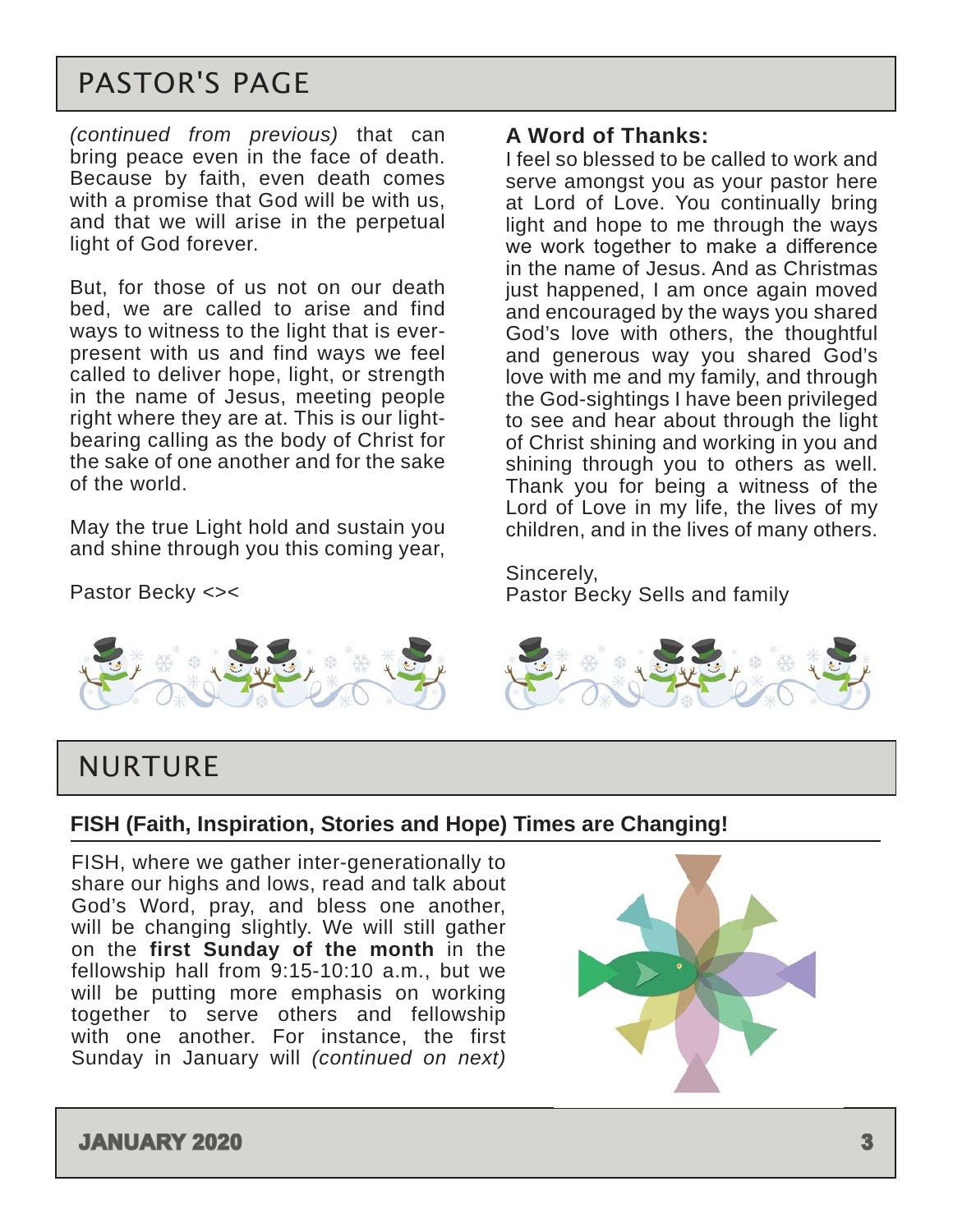# PASTOR'S PAGE

*(continued from previous)* that can bring peace even in the face of death. Because by faith, even death comes with a promise that God will be with us, and that we will arise in the perpetual light of God forever.

But, for those of us not on our death bed, we are called to arise and find ways to witness to the light that is ever-present with us and find ways we feel called to deliver hope, light, or strength in the name of Jesus, meeting people right where they are at. This is our light-bearing calling as the body of Christ for the sake of one another and for the sake of the world.

May the true Light hold and sustain you and shine through you this coming year,

Pastor Becky <><

**A Word of Thanks:**

I feel so blessed to be called to work and serve amongst you as your pastor here at Lord of Love. You continually bring light and hope to me through the ways we work together to make a difference in the name of Jesus. And as Christmas just happened, I am once again moved and encouraged by the ways you shared God's love with others, the thoughtful and generous way you shared God's love with me and my family, and through the God-sightings I have been privileged to see and hear about through the light of Christ shining and working in you and shining through you to others as well. Thank you for being a witness of the Lord of Love in my life, the lives of my children, and in the lives of many others.

Sincerely,
Pastor Becky Sells and family

# NURTURE

## FISH (Faith, Inspiration, Stories and Hope) Times are Changing!

FISH, where we gather inter-generationally to share our highs and lows, read and talk about God's Word, pray, and bless one another, will be changing slightly. We will still gather on the **first Sunday of the month** in the fellowship hall from 9:15-10:10 a.m., but we will be putting more emphasis on working together to serve others and fellowship with one another. For instance, the first Sunday in January will *(continued on next)*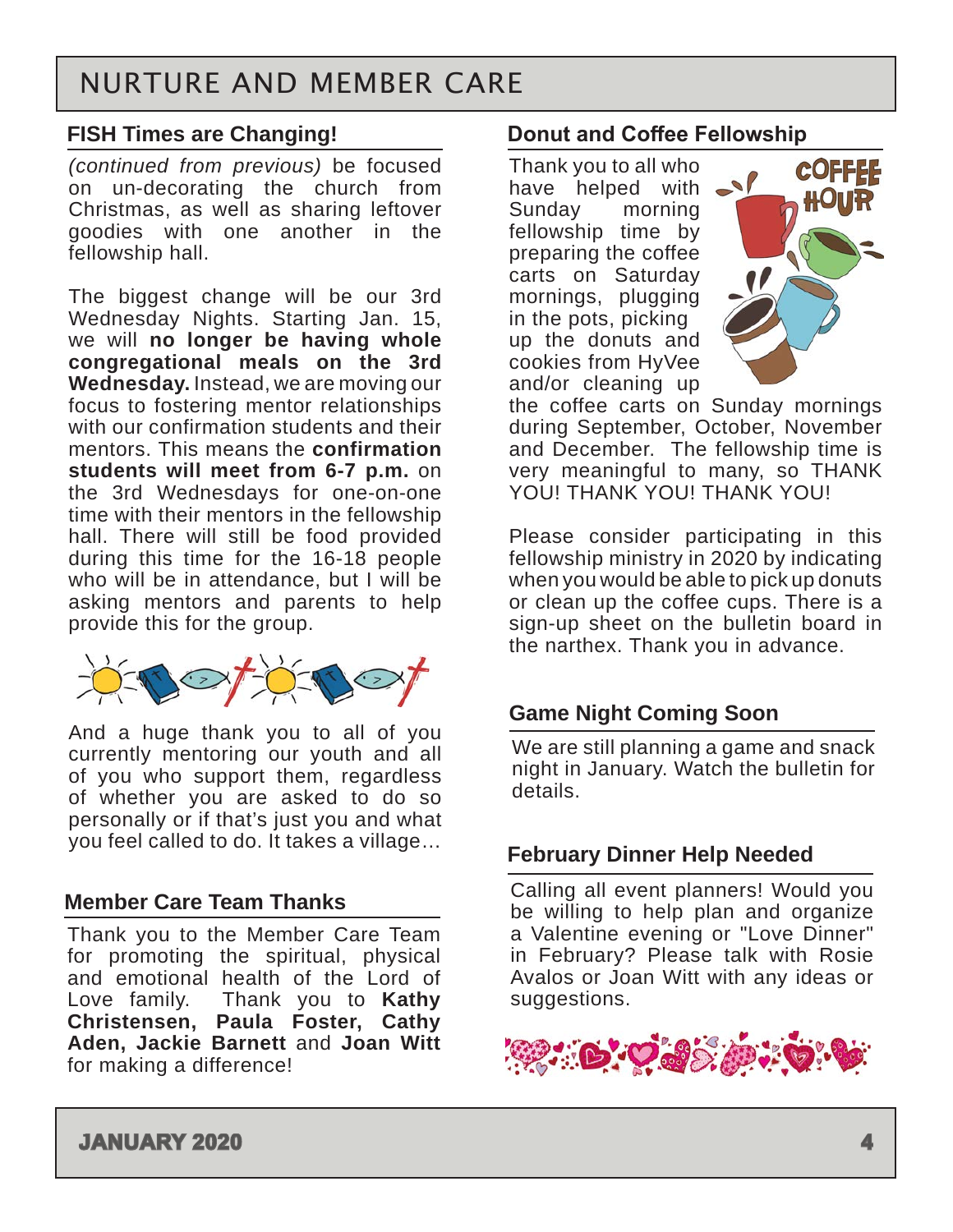# NURTURE AND MEMBER CARE

## FISH Times are Changing!

*(continued from previous)* be focused on un-decorating the church from Christmas, as well as sharing leftover goodies with one another in the fellowship hall.

The biggest change will be our 3rd Wednesday Nights. Starting Jan. 15, we will **no longer be having whole congregational meals on the 3rd Wednesday.** Instead, we are moving our focus to fostering mentor relationships with our confirmation students and their mentors. This means the **confirmation students will meet from 6-7 p.m.** on the 3rd Wednesdays for one-on-one time with their mentors in the fellowship hall. There will still be food provided during this time for the 16-18 people who will be in attendance, but I will be asking mentors and parents to help provide this for the group.

And a huge thank you to all of you currently mentoring our youth and all of you who support them, regardless of whether you are asked to do so personally or if that's just you and what you feel called to do. It takes a village…

## Member Care Team Thanks

Thank you to the Member Care Team for promoting the spiritual, physical and emotional health of the Lord of Love family. Thank you to **Kathy Christensen, Paula Foster, Cathy Aden, Jackie Barnett** and **Joan Witt** for making a difference!

## Donut and Coffee Fellowship

Thank you to all who have helped with Sunday morning fellowship time by preparing the coffee carts on Saturday mornings, plugging in the pots, picking up the donuts and cookies from HyVee and/or cleaning up the coffee carts on Sunday mornings during September, October, November and December. The fellowship time is very meaningful to many, so THANK YOU! THANK YOU! THANK YOU!

Please consider participating in this fellowship ministry in 2020 by indicating when you would be able to pick up donuts or clean up the coffee cups. There is a sign-up sheet on the bulletin board in the narthex. Thank you in advance.

## Game Night Coming Soon

We are still planning a game and snack night in January. Watch the bulletin for details.

## February Dinner Help Needed

Calling all event planners! Would you be willing to help plan and organize a Valentine evening or "Love Dinner" in February? Please talk with Rosie Avalos or Joan Witt with any ideas or suggestions.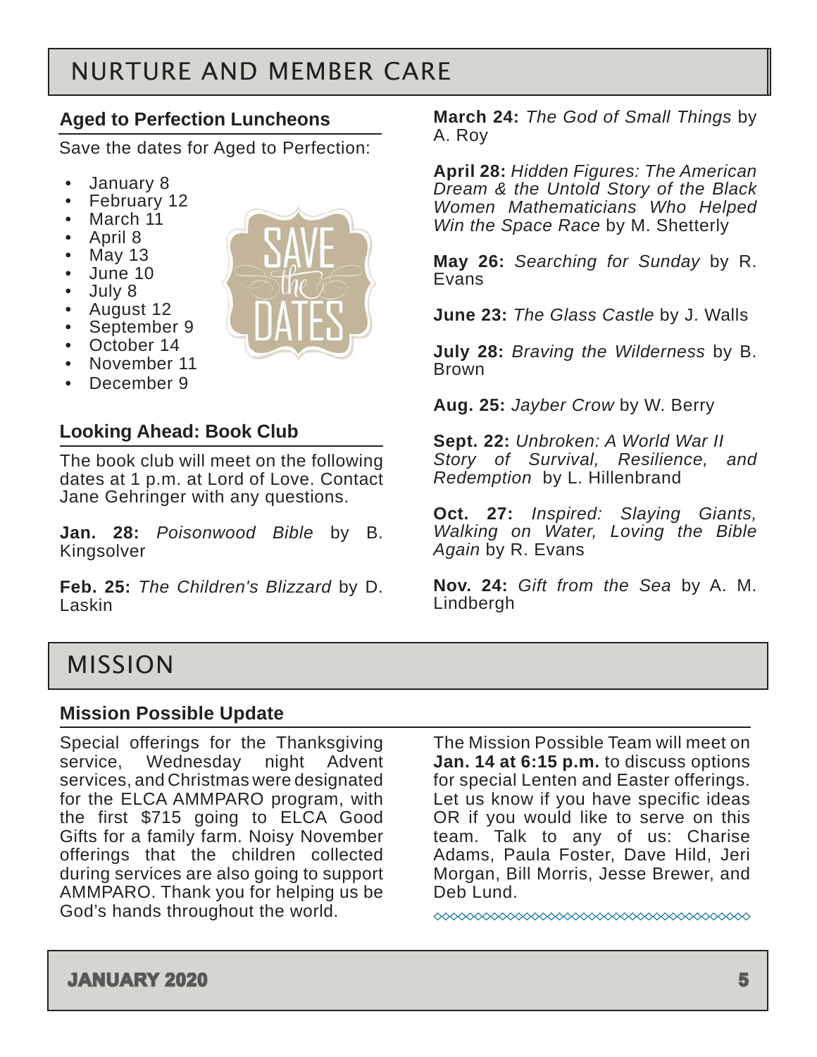# NURTURE AND MEMBER CARE

## Aged to Perfection Luncheons

Save the dates for Aged to Perfection:

- January 8
- February 12
- March 11
- April 8
- May 13
- June 10
- July 8
- August 12
- September 9
- October 14
- November 11
- December 9

## Looking Ahead: Book Club

The book club will meet on the following dates at 1 p.m. at Lord of Love. Contact Jane Gehringer with any questions.

**Jan. 28:** *Poisonwood Bible* by B. Kingsolver

**Feb. 25:** *The Children's Blizzard* by D. Laskin

**March 24:** *The God of Small Things* by A. Roy

**April 28:** *Hidden Figures: The American Dream & the Untold Story of the Black Women Mathematicians Who Helped Win the Space Race* by M. Shetterly

**May 26:** *Searching for Sunday* by R. Evans

**June 23:** *The Glass Castle* by J. Walls

**July 28:** *Braving the Wilderness* by B. Brown

**Aug. 25:** *Jayber Crow* by W. Berry

**Sept. 22:** *Unbroken: A World War II Story of Survival, Resilience, and Redemption* by L. Hillenbrand

**Oct. 27:** *Inspired: Slaying Giants, Walking on Water, Loving the Bible Again* by R. Evans

**Nov. 24:** *Gift from the Sea* by A. M. Lindbergh

# MISSION

## Mission Possible Update

Special offerings for the Thanksgiving service, Wednesday night Advent services, and Christmas were designated for the ELCA AMMPARO program, with the first $715 going to ELCA Good Gifts for a family farm. Noisy November offerings that the children collected during services are also going to support AMMPARO. Thank you for helping us be God's hands throughout the world.

The Mission Possible Team will meet on **Jan. 14 at 6:15 p.m.** to discuss options for special Lenten and Easter offerings. Let us know if you have specific ideas OR if you would like to serve on this team. Talk to any of us: Charise Adams, Paula Foster, Dave Hild, Jeri Morgan, Bill Morris, Jesse Brewer, and Deb Lund.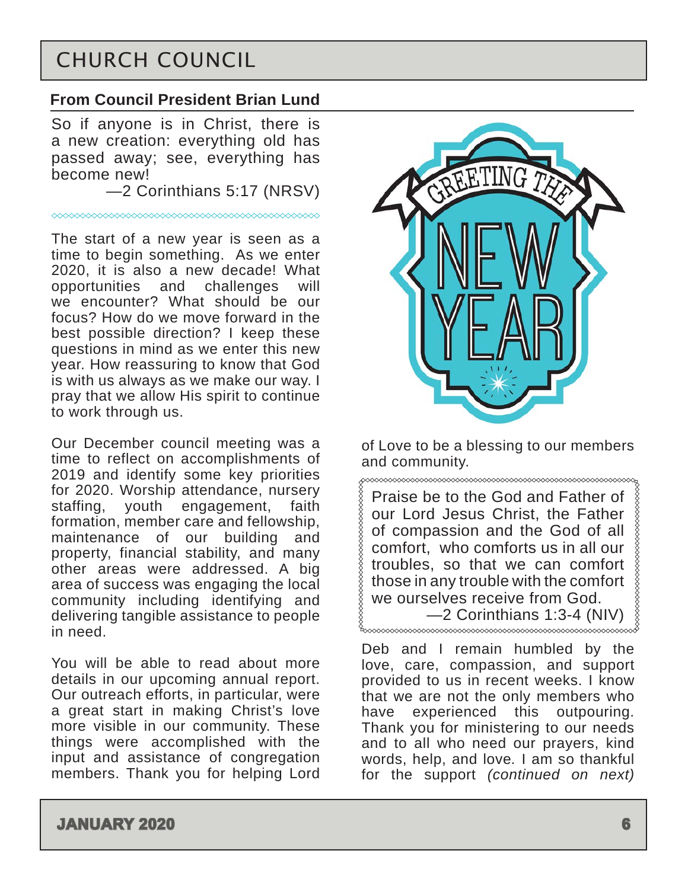# CHURCH COUNCIL

### From Council President Brian Lund

So if anyone is in Christ, there is a new creation: everything old has passed away; see, everything has become new!

—2 Corinthians 5:17 (NRSV)

The start of a new year is seen as a time to begin something. As we enter 2020, it is also a new decade! What opportunities and challenges will we encounter? What should be our focus? How do we move forward in the best possible direction? I keep these questions in mind as we enter this new year. How reassuring to know that God is with us always as we make our way. I pray that we allow His spirit to continue to work through us.

Our December council meeting was a time to reflect on accomplishments of 2019 and identify some key priorities for 2020. Worship attendance, nursery staffing, youth engagement, faith formation, member care and fellowship, maintenance of our building and property, financial stability, and many other areas were addressed. A big area of success was engaging the local community including identifying and delivering tangible assistance to people in need.

You will be able to read about more details in our upcoming annual report. Our outreach efforts, in particular, were a great start in making Christ's love more visible in our community. These things were accomplished with the input and assistance of congregation members. Thank you for helping Lord of Love to be a blessing to our members and community.

Praise be to the God and Father of our Lord Jesus Christ, the Father of compassion and the God of all comfort, who comforts us in all our troubles, so that we can comfort those in any trouble with the comfort we ourselves receive from God.

—2 Corinthians 1:3-4 (NIV)

Deb and I remain humbled by the love, care, compassion, and support provided to us in recent weeks. I know that we are not the only members who have experienced this outpouring. Thank you for ministering to our needs and to all who need our prayers, kind words, help, and love. I am so thankful for the support *(continued on next)*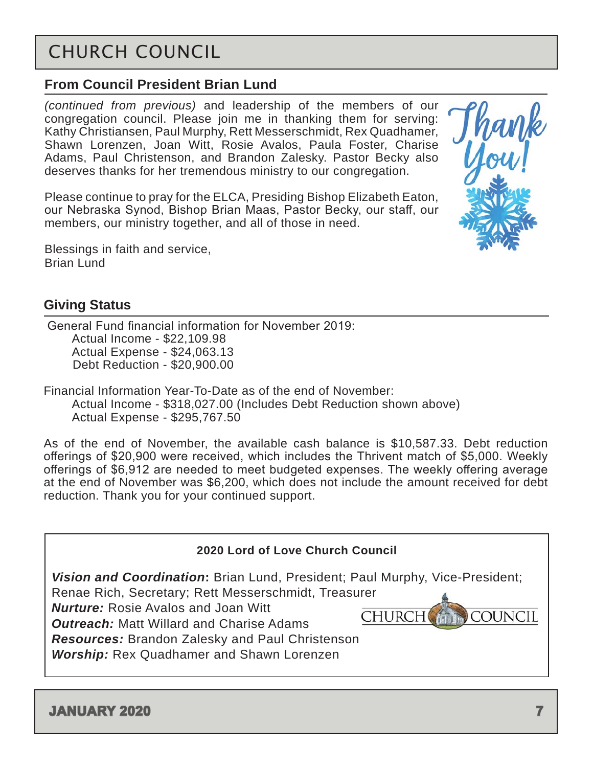# CHURCH COUNCIL

## From Council President Brian Lund

*(continued from previous)* and leadership of the members of our congregation council. Please join me in thanking them for serving: Kathy Christiansen, Paul Murphy, Rett Messerschmidt, Rex Quadhamer, Shawn Lorenzen, Joan Witt, Rosie Avalos, Paula Foster, Charise Adams, Paul Christenson, and Brandon Zalesky. Pastor Becky also deserves thanks for her tremendous ministry to our congregation.

Please continue to pray for the ELCA, Presiding Bishop Elizabeth Eaton, our Nebraska Synod, Bishop Brian Maas, Pastor Becky, our staff, our members, our ministry together, and all of those in need.

Blessings in faith and service,
Brian Lund

## Giving Status

General Fund financial information for November 2019:
- Actual Income - $22,109.98
- Actual Expense - $24,063.13
- Debt Reduction - $20,900.00

Financial Information Year-To-Date as of the end of November:
- Actual Income - $318,027.00 (Includes Debt Reduction shown above)
- Actual Expense - $295,767.50

As of the end of November, the available cash balance is $10,587.33. Debt reduction offerings of $20,900 were received, which includes the Thrivent match of $5,000. Weekly offerings of $6,912 are needed to meet budgeted expenses. The weekly offering average at the end of November was $6,200, which does not include the amount received for debt reduction. Thank you for your continued support.

**2020 Lord of Love Church Council**

***Vision and Coordination*:** Brian Lund, President; Paul Murphy, Vice-President; Renae Rich, Secretary; Rett Messerschmidt, Treasurer
***Nurture:*** Rosie Avalos and Joan Witt
***Outreach:*** Matt Willard and Charise Adams
***Resources:*** Brandon Zalesky and Paul Christenson
***Worship:*** Rex Quadhamer and Shawn Lorenzen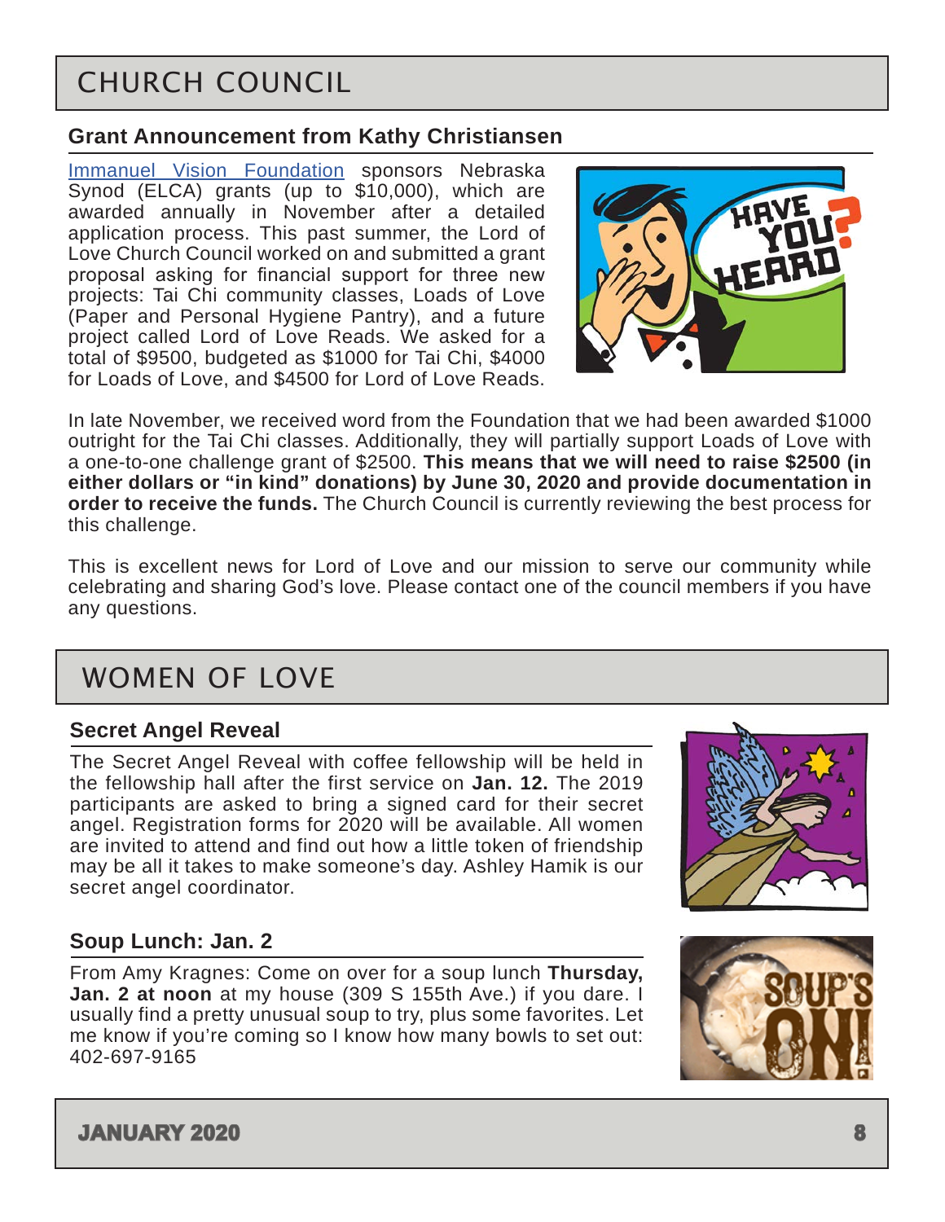# CHURCH COUNCIL

## Grant Announcement from Kathy Christiansen

Immanuel Vision Foundation sponsors Nebraska Synod (ELCA) grants (up to $10,000), which are awarded annually in November after a detailed application process. This past summer, the Lord of Love Church Council worked on and submitted a grant proposal asking for financial support for three new projects: Tai Chi community classes, Loads of Love (Paper and Personal Hygiene Pantry), and a future project called Lord of Love Reads. We asked for a total of $9500, budgeted as $1000 for Tai Chi, $4000 for Loads of Love, and $4500 for Lord of Love Reads.

In late November, we received word from the Foundation that we had been awarded $1000 outright for the Tai Chi classes. Additionally, they will partially support Loads of Love with a one-to-one challenge grant of $2500. **This means that we will need to raise $2500 (in either dollars or "in kind" donations) by June 30, 2020 and provide documentation in order to receive the funds.** The Church Council is currently reviewing the best process for this challenge.

This is excellent news for Lord of Love and our mission to serve our community while celebrating and sharing God's love. Please contact one of the council members if you have any questions.

# WOMEN OF LOVE

## Secret Angel Reveal

The Secret Angel Reveal with coffee fellowship will be held in the fellowship hall after the first service on **Jan. 12.** The 2019 participants are asked to bring a signed card for their secret angel. Registration forms for 2020 will be available. All women are invited to attend and find out how a little token of friendship may be all it takes to make someone's day. Ashley Hamik is our secret angel coordinator.

## Soup Lunch: Jan. 2

From Amy Kragnes: Come on over for a soup lunch **Thursday, Jan. 2 at noon** at my house (309 S 155th Ave.) if you dare. I usually find a pretty unusual soup to try, plus some favorites. Let me know if you're coming so I know how many bowls to set out: 402-697-9165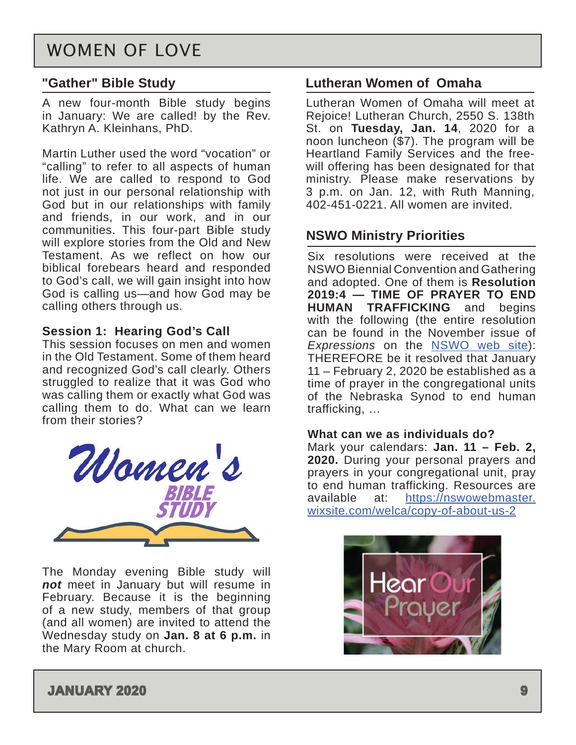# WOMEN OF LOVE

## "Gather" Bible Study

A new four-month Bible study begins in January: We are called! by the Rev. Kathryn A. Kleinhans, PhD.

Martin Luther used the word "vocation" or "calling" to refer to all aspects of human life. We are called to respond to God not just in our personal relationship with God but in our relationships with family and friends, in our work, and in our communities. This four-part Bible study will explore stories from the Old and New Testament. As we reflect on how our biblical forebears heard and responded to God's call, we will gain insight into how God is calling us—and how God may be calling others through us.

### Session 1: Hearing God's Call

This session focuses on men and women in the Old Testament. Some of them heard and recognized God's call clearly. Others struggled to realize that it was God who was calling them or exactly what God was calling them to do. What can we learn from their stories?

Women's BIBLE STUDY

The Monday evening Bible study will ***not*** meet in January but will resume in February. Because it is the beginning of a new study, members of that group (and all women) are invited to attend the Wednesday study on **Jan. 8 at 6 p.m.** in the Mary Room at church.

## Lutheran Women of Omaha

Lutheran Women of Omaha will meet at Rejoice! Lutheran Church, 2550 S. 138th St. on **Tuesday, Jan. 14**, 2020 for a noon luncheon ($7). The program will be Heartland Family Services and the free-will offering has been designated for that ministry. Please make reservations by 3 p.m. on Jan. 12, with Ruth Manning, 402-451-0221. All women are invited.

## NSWO Ministry Priorities

Six resolutions were received at the NSWO Biennial Convention and Gathering and adopted. One of them is **Resolution 2019:4 — TIME OF PRAYER TO END HUMAN TRAFFICKING** and begins with the following (the entire resolution can be found in the November issue of *Expressions* on the NSWO web site): THEREFORE be it resolved that January 11 – February 2, 2020 be established as a time of prayer in the congregational units of the Nebraska Synod to end human trafficking, …

### What can we as individuals do?

Mark your calendars: **Jan. 11 – Feb. 2, 2020.** During your personal prayers and prayers in your congregational unit, pray to end human trafficking. Resources are available at: https://nswowebmaster.wixsite.com/welca/copy-of-about-us-2

Hear Our Prayer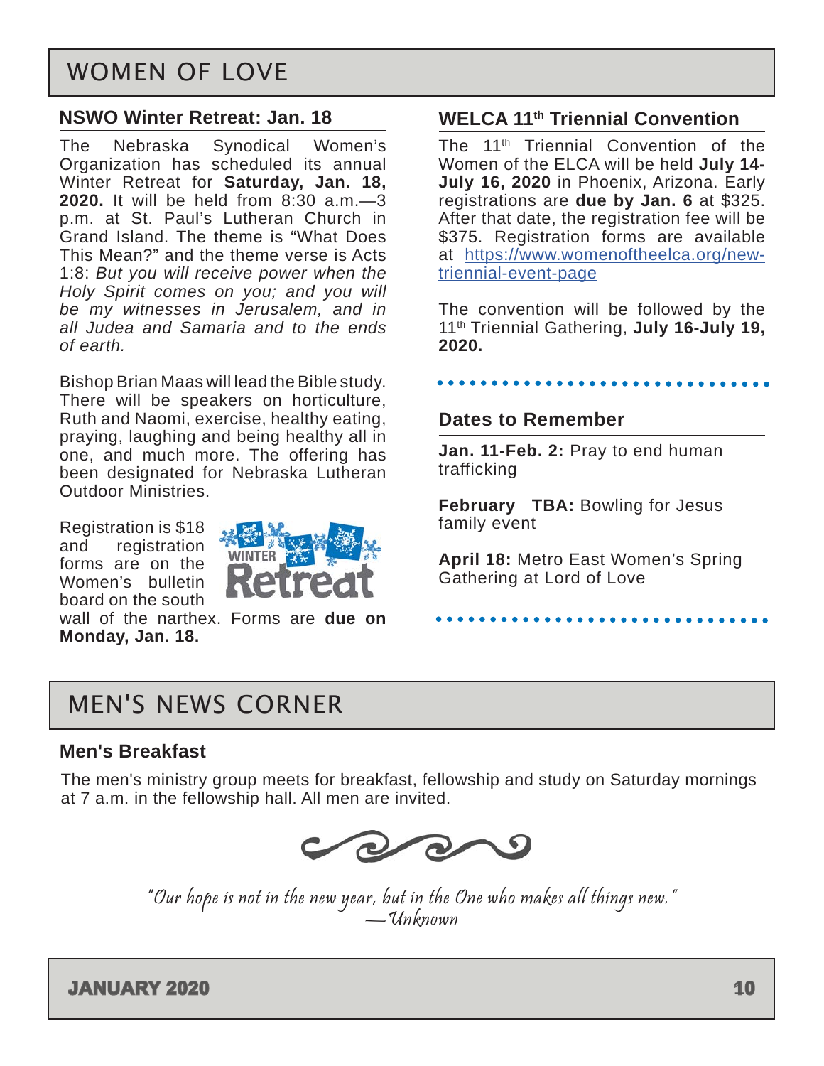# WOMEN OF LOVE

## NSWO Winter Retreat: Jan. 18

The Nebraska Synodical Women's Organization has scheduled its annual Winter Retreat for **Saturday, Jan. 18, 2020.** It will be held from 8:30 a.m.—3 p.m. at St. Paul's Lutheran Church in Grand Island. The theme is "What Does This Mean?" and the theme verse is Acts 1:8: *But you will receive power when the Holy Spirit comes on you; and you will be my witnesses in Jerusalem, and in all Judea and Samaria and to the ends of earth.*

Bishop Brian Maas will lead the Bible study. There will be speakers on horticulture, Ruth and Naomi, exercise, healthy eating, praying, laughing and being healthy all in one, and much more. The offering has been designated for Nebraska Lutheran Outdoor Ministries.

Registration is $18 and registration forms are on the Women's bulletin board on the south wall of the narthex. Forms are **due on Monday, Jan. 18.**

## WELCA 11th Triennial Convention

The 11th Triennial Convention of the Women of the ELCA will be held **July 14-July 16, 2020** in Phoenix, Arizona. Early registrations are **due by Jan. 6** at $325. After that date, the registration fee will be $375. Registration forms are available at https://www.womenoftheelca.org/new-triennial-event-page

The convention will be followed by the 11th Triennial Gathering, **July 16-July 19, 2020.**

## Dates to Remember

**Jan. 11-Feb. 2:** Pray to end human trafficking

**February TBA:** Bowling for Jesus family event

**April 18:** Metro East Women's Spring Gathering at Lord of Love

# MEN'S NEWS CORNER

## Men's Breakfast

The men's ministry group meets for breakfast, fellowship and study on Saturday mornings at 7 a.m. in the fellowship hall. All men are invited.

*"Our hope is not in the new year, but in the One who makes all things new."*
*—Unknown*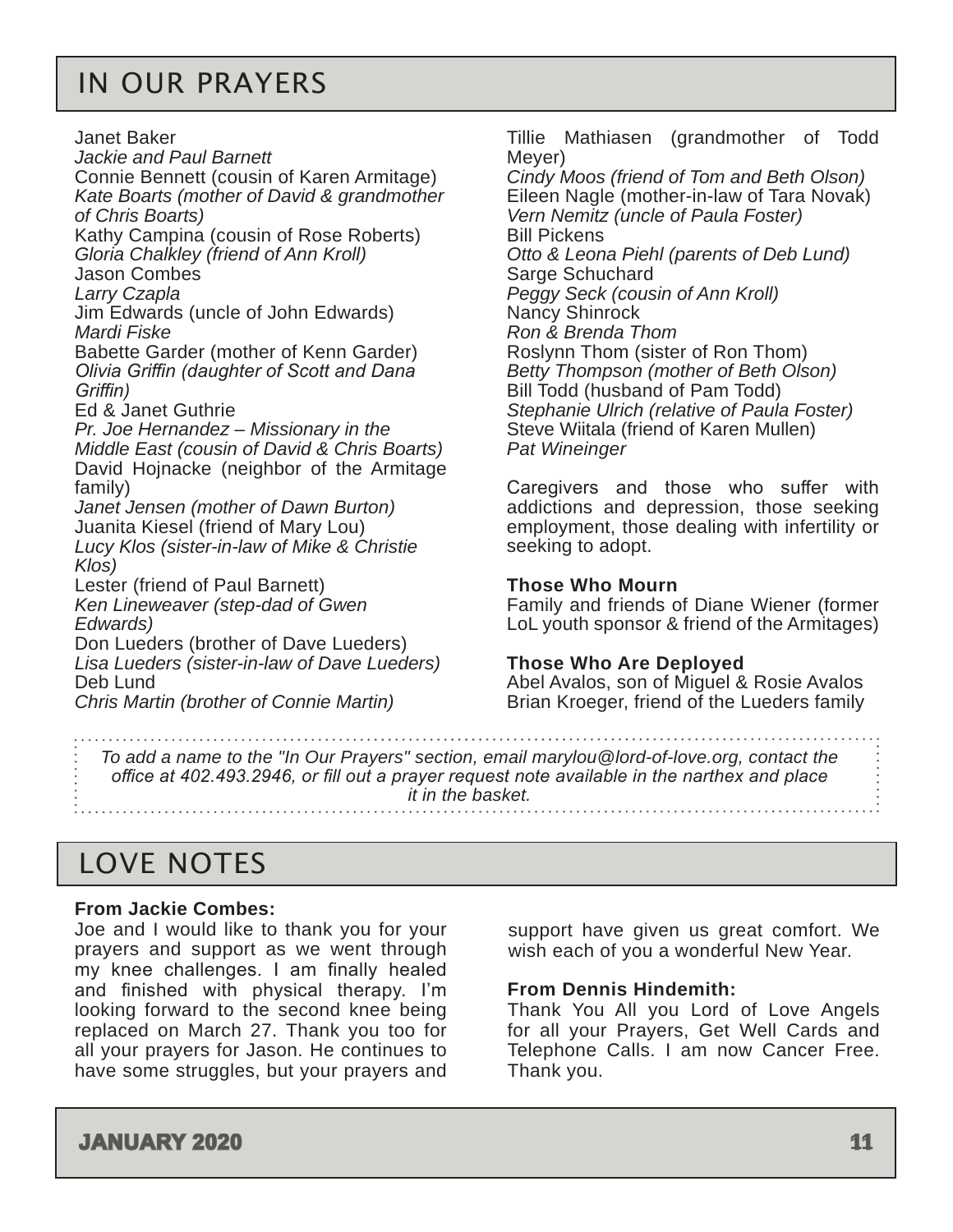## IN OUR PRAYERS

Janet Baker
*Jackie and Paul Barnett*
Connie Bennett (cousin of Karen Armitage)
*Kate Boarts (mother of David & grandmother of Chris Boarts)*
Kathy Campina (cousin of Rose Roberts)
*Gloria Chalkley (friend of Ann Kroll)*
Jason Combes
*Larry Czapla*
Jim Edwards (uncle of John Edwards)
*Mardi Fiske*
Babette Garder (mother of Kenn Garder)
*Olivia Griffin (daughter of Scott and Dana Griffin)*
Ed & Janet Guthrie
*Pr. Joe Hernandez – Missionary in the Middle East (cousin of David & Chris Boarts)*
David Hojnacke (neighbor of the Armitage family)
*Janet Jensen (mother of Dawn Burton)*
Juanita Kiesel (friend of Mary Lou)
*Lucy Klos (sister-in-law of Mike & Christie Klos)*
Lester (friend of Paul Barnett)
*Ken Lineweaver (step-dad of Gwen Edwards)*
Don Lueders (brother of Dave Lueders)
*Lisa Lueders (sister-in-law of Dave Lueders)*
Deb Lund
*Chris Martin (brother of Connie Martin)*
Tillie Mathiasen (grandmother of Todd Meyer)
*Cindy Moos (friend of Tom and Beth Olson)*
Eileen Nagle (mother-in-law of Tara Novak)
*Vern Nemitz (uncle of Paula Foster)*
Bill Pickens
*Otto & Leona Piehl (parents of Deb Lund)*
Sarge Schuchard
*Peggy Seck (cousin of Ann Kroll)*
Nancy Shinrock
*Ron & Brenda Thom*
Roslynn Thom (sister of Ron Thom)
*Betty Thompson (mother of Beth Olson)*
Bill Todd (husband of Pam Todd)
*Stephanie Ulrich (relative of Paula Foster)*
Steve Wiitala (friend of Karen Mullen)
*Pat Wineinger*

Caregivers and those who suffer with addictions and depression, those seeking employment, those dealing with infertility or seeking to adopt.

**Those Who Mourn**
Family and friends of Diane Wiener (former LoL youth sponsor & friend of the Armitages)

**Those Who Are Deployed**
Abel Avalos, son of Miguel & Rosie Avalos
Brian Kroeger, friend of the Lueders family

*To add a name to the "In Our Prayers" section, email marylou@lord-of-love.org, contact the office at 402.493.2946, or fill out a prayer request note available in the narthex and place it in the basket.*

## LOVE NOTES

**From Jackie Combes:**
Joe and I would like to thank you for your prayers and support as we went through my knee challenges. I am finally healed and finished with physical therapy. I'm looking forward to the second knee being replaced on March 27. Thank you too for all your prayers for Jason. He continues to have some struggles, but your prayers and support have given us great comfort. We wish each of you a wonderful New Year.

**From Dennis Hindemith:**
Thank You All you Lord of Love Angels for all your Prayers, Get Well Cards and Telephone Calls. I am now Cancer Free. Thank you.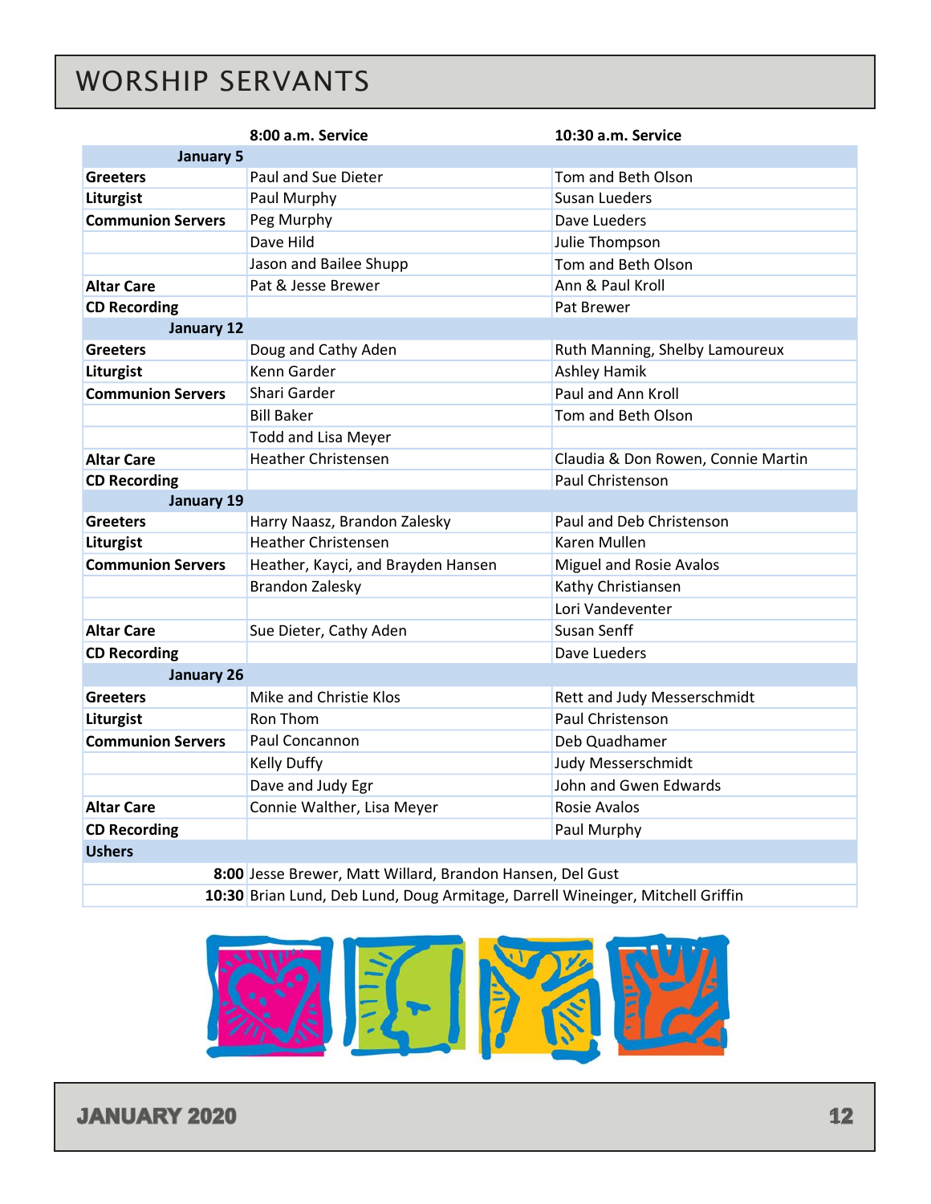# WORSHIP SERVANTS

| | 8:00 a.m. Service | 10:30 a.m. Service |
|---|---|---|
| **January 5** | | |
| **Greeters** | Paul and Sue Dieter | Tom and Beth Olson |
| **Liturgist** | Paul Murphy | Susan Lueders |
| **Communion Servers** | Peg Murphy | Dave Lueders |
| | Dave Hild | Julie Thompson |
| | Jason and Bailee Shupp | Tom and Beth Olson |
| **Altar Care** | Pat & Jesse Brewer | Ann & Paul Kroll |
| **CD Recording** | | Pat Brewer |
| **January 12** | | |
| **Greeters** | Doug and Cathy Aden | Ruth Manning, Shelby Lamoureux |
| **Liturgist** | Kenn Garder | Ashley Hamik |
| **Communion Servers** | Shari Garder | Paul and Ann Kroll |
| | Bill Baker | Tom and Beth Olson |
| | Todd and Lisa Meyer | |
| **Altar Care** | Heather Christensen | Claudia & Don Rowen, Connie Martin |
| **CD Recording** | | Paul Christenson |
| **January 19** | | |
| **Greeters** | Harry Naasz, Brandon Zalesky | Paul and Deb Christenson |
| **Liturgist** | Heather Christensen | Karen Mullen |
| **Communion Servers** | Heather, Kayci, and Brayden Hansen | Miguel and Rosie Avalos |
| | Brandon Zalesky | Kathy Christiansen |
| | | Lori Vandeventer |
| **Altar Care** | Sue Dieter, Cathy Aden | Susan Senff |
| **CD Recording** | | Dave Lueders |
| **January 26** | | |
| **Greeters** | Mike and Christie Klos | Rett and Judy Messerschmidt |
| **Liturgist** | Ron Thom | Paul Christenson |
| **Communion Servers** | Paul Concannon | Deb Quadhamer |
| | Kelly Duffy | Judy Messerschmidt |
| | Dave and Judy Egr | John and Gwen Edwards |
| **Altar Care** | Connie Walther, Lisa Meyer | Rosie Avalos |
| **CD Recording** | | Paul Murphy |
| **Ushers** | | |
| **8:00** | Jesse Brewer, Matt Willard, Brandon Hansen, Del Gust | |
| **10:30** | Brian Lund, Deb Lund, Doug Armitage, Darrell Wineinger, Mitchell Griffin | |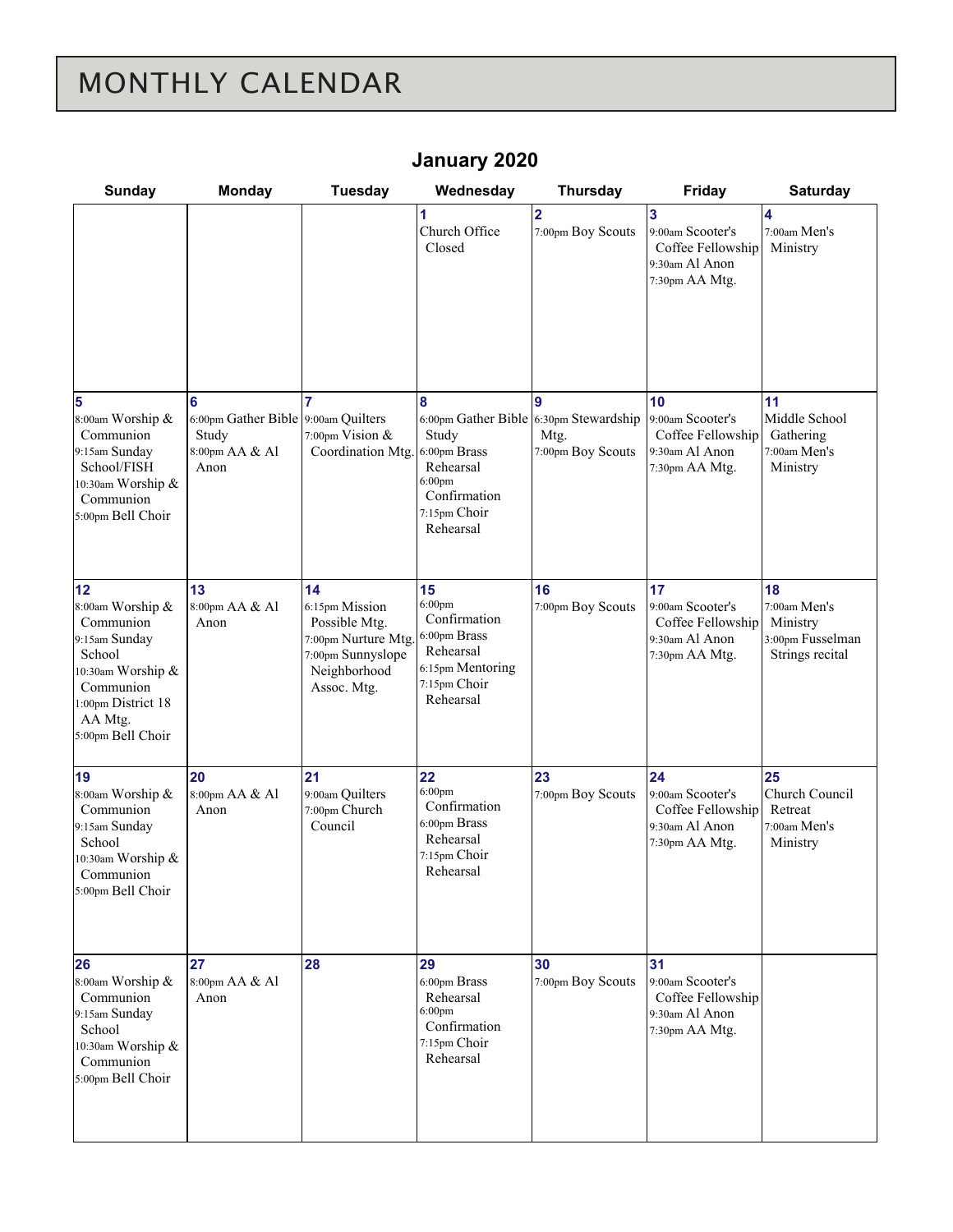# MONTHLY CALENDAR

## January 2020

| Sunday | Monday | Tuesday | Wednesday | Thursday | Friday | Saturday |
|---|---|---|---|---|---|---|
| | | | **1** Church Office Closed | **2** 7:00pm Boy Scouts | **3** 9:00am Scooter's Coffee Fellowship 9:30am Al Anon 7:30pm AA Mtg. | **4** 7:00am Men's Ministry |
| **5** 8:00am Worship & Communion 9:15am Sunday School/FISH 10:30am Worship & Communion 5:00pm Bell Choir | **6** 6:00pm Gather Bible Study 8:00pm AA & Al Anon | **7** 9:00am Quilters 7:00pm Vision & Coordination Mtg. | **8** 6:00pm Gather Bible Study 6:00pm Brass Rehearsal 6:00pm Confirmation 7:15pm Choir Rehearsal | **9** 6:30pm Stewardship Mtg. 7:00pm Boy Scouts | **10** 9:00am Scooter's Coffee Fellowship 9:30am Al Anon 7:30pm AA Mtg. | **11** Middle School Gathering 7:00am Men's Ministry |
| **12** 8:00am Worship & Communion 9:15am Sunday School 10:30am Worship & Communion 1:00pm District 18 AA Mtg. 5:00pm Bell Choir | **13** 8:00pm AA & Al Anon | **14** 6:15pm Mission Possible Mtg. 7:00pm Nurture Mtg. 7:00pm Sunnyslope Neighborhood Assoc. Mtg. | **15** 6:00pm Confirmation 6:00pm Brass Rehearsal 6:15pm Mentoring 7:15pm Choir Rehearsal | **16** 7:00pm Boy Scouts | **17** 9:00am Scooter's Coffee Fellowship 9:30am Al Anon 7:30pm AA Mtg. | **18** 7:00am Men's Ministry 3:00pm Fusselman Strings recital |
| **19** 8:00am Worship & Communion 9:15am Sunday School 10:30am Worship & Communion 5:00pm Bell Choir | **20** 8:00pm AA & Al Anon | **21** 9:00am Quilters 7:00pm Church Council | **22** 6:00pm Confirmation 6:00pm Brass Rehearsal 7:15pm Choir Rehearsal | **23** 7:00pm Boy Scouts | **24** 9:00am Scooter's Coffee Fellowship 9:30am Al Anon 7:30pm AA Mtg. | **25** Church Council Retreat 7:00am Men's Ministry |
| **26** 8:00am Worship & Communion 9:15am Sunday School 10:30am Worship & Communion 5:00pm Bell Choir | **27** 8:00pm AA & Al Anon | **28** | **29** 6:00pm Brass Rehearsal 6:00pm Confirmation 7:15pm Choir Rehearsal | **30** 7:00pm Boy Scouts | **31** 9:00am Scooter's Coffee Fellowship 9:30am Al Anon 7:30pm AA Mtg. | |